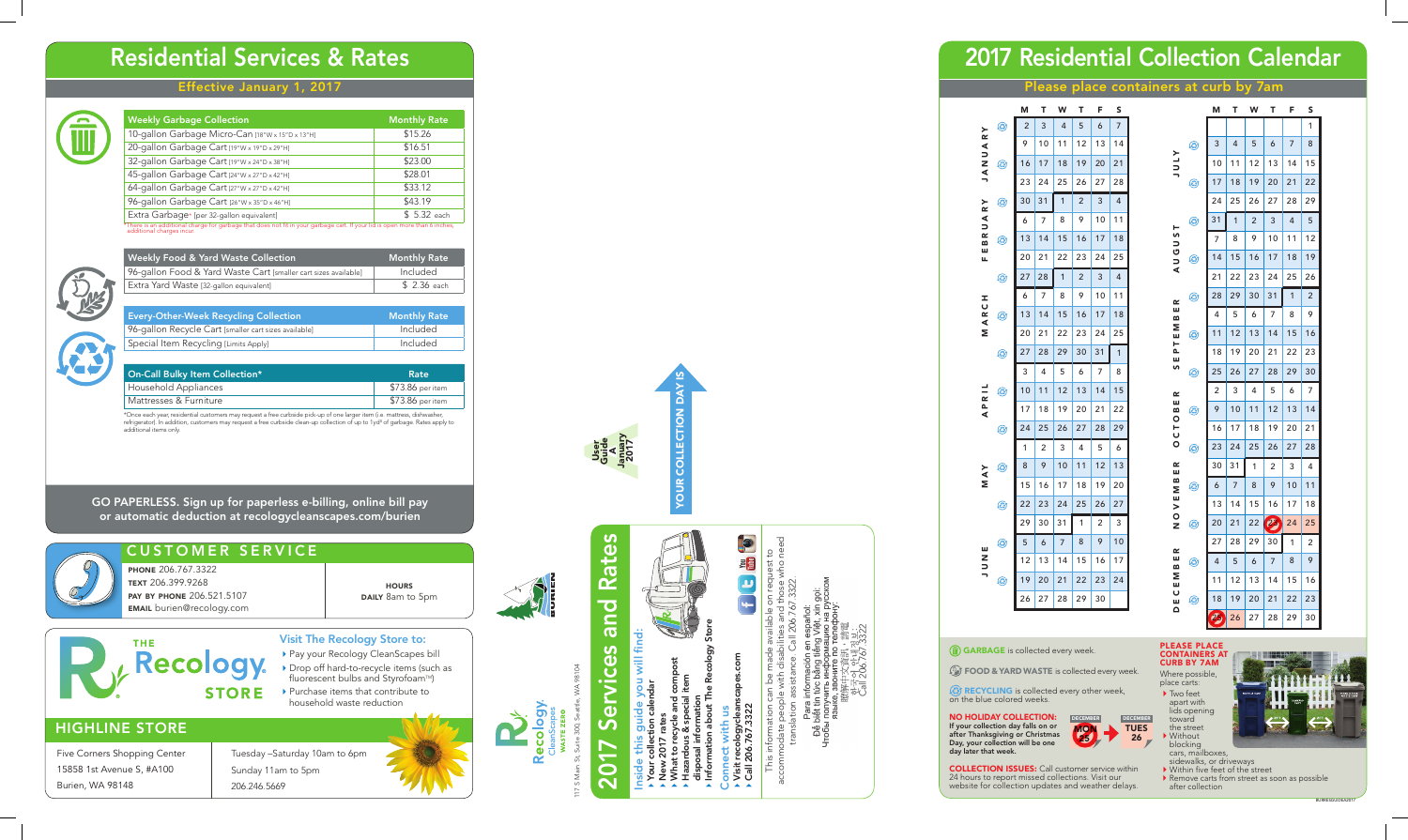# Residential Services & Rates

**Effective January 1, 2017**

| Weekly Garbage Collection | Monthly Rate |
|---|---|
| 10-gallon Garbage Micro-Can [18"W x 15"D x 13"H] | $15.26 |
| 20-gallon Garbage Cart [19"W x 19"D x 29"H] | $16.51 |
| 32-gallon Garbage Cart [19"W x 24"D x 38"H] | $23.00 |
| 45-gallon Garbage Cart [24"W x 27"D x 42"H] | $28.01 |
| 64-gallon Garbage Cart [27"W x 27"D x 42"H] | $33.12 |
| 96-gallon Garbage Cart [26"W x 35"D x 46"H] | $43.19 |
| Extra Garbage* [per 32-gallon equivalent] | $ 5.32 each |

*There is an additional charge for garbage that does not fit in your garbage cart. If your lid is open more than 6 inches, additional charges incur.

| Weekly Food & Yard Waste Collection | Monthly Rate |
|---|---|
| 96-gallon Food & Yard Waste Cart [smaller cart sizes available] | Included |
| Extra Yard Waste [32-gallon equivalent] | $ 2.36 each |

| Every-Other-Week Recycling Collection | Monthly Rate |
|---|---|
| 96-gallon Recycle Cart [smaller cart sizes available] | Included |
| Special Item Recycling [Limits Apply] | Included |

| On-Call Bulky Item Collection* | Rate |
|---|---|
| Household Appliances | $73.86 per item |
| Mattresses & Furniture | $73.86 per item |

*Once each year, residential customers may request a free curbside pick-up of one larger item (i.e. mattress, dishwasher, refrigerator). In addition, customers may request a free curbside clean-up collection of up to 1yd³ of garbage. Rates apply to additional items only.

**GO PAPERLESS. Sign up for paperless e-billing, online bill pay or automatic deduction at recologycleanscapes.com/burien**

## CUSTOMER SERVICE

**PHONE** 206.767.3322
**TEXT** 206.399.9268
**PAY BY PHONE** 206.521.5107
**EMAIL** burien@recology.com

**HOURS**
**DAILY** 8am to 5pm

## THE Recology STORE

### Visit The Recology Store to:

- Pay your Recology CleanScapes bill
- Drop off hard-to-recycle items (such as fluorescent bulbs and Styrofoam™)
- Purchase items that contribute to household waste reduction

### HIGHLINE STORE

Five Corners Shopping Center
15858 1st Avenue S, #A100
Burien, WA 98148

Tuesday –Saturday 10am to 6pm
Sunday 11am to 5pm
206.246.5669

---

Recology CleanScapes WASTE ZERO
117 S Main St, Suite 300, Seattle, WA 98104

BURIEN

User Guide A January 2017

**YOUR COLLECTION DAY IS**

# 2017 Services and Rates

**Inside this guide you will find:**

- Your collection calendar
- New 2017 rates
- What to recycle and compost
- Hazardous & special item disposal information
- Information about The Recology Store

**Connect with us**

- Visit recologycleanscapes.com
- Call 206.767.3322

This information can be made available on request to accommodate people with disabilities and those who need translation assistance. Call 206.767.3322.

Para información en español: Call 206.767.3322.
Để biết tin tức bằng tiếng Việt, xin gọi:
Чтобы получить информацию на русском языке, звоните по телефону:
欲獲得中文資訊，請電:
한국어 정보:
Call 206.767.3322

---

# 2017 Residential Collection Calendar

**Please place containers at curb by 7am**

(♻ = recycling week)

| Month | Recycling | M | T | W | T | F | S |
|---|---|---|---|---|---|---|---|
| January | ♻ | 2 | 3 | 4 | 5 | 6 | 7 |
| | | 9 | 10 | 11 | 12 | 13 | 14 |
| | ♻ | 16 | 17 | 18 | 19 | 20 | 21 |
| | | 23 | 24 | 25 | 26 | 27 | 28 |
| January / February | ♻ | 30 | 31 | 1 | 2 | 3 | 4 |
| February | | 6 | 7 | 8 | 9 | 10 | 11 |
| | ♻ | 13 | 14 | 15 | 16 | 17 | 18 |
| | | 20 | 21 | 22 | 23 | 24 | 25 |
| February / March | ♻ | 27 | 28 | 1 | 2 | 3 | 4 |
| March | | 6 | 7 | 8 | 9 | 10 | 11 |
| | ♻ | 13 | 14 | 15 | 16 | 17 | 18 |
| | | 20 | 21 | 22 | 23 | 24 | 25 |
| March / April | ♻ | 27 | 28 | 29 | 30 | 31 | 1 |
| April | | 3 | 4 | 5 | 6 | 7 | 8 |
| | ♻ | 10 | 11 | 12 | 13 | 14 | 15 |
| | | 17 | 18 | 19 | 20 | 21 | 22 |
| | ♻ | 24 | 25 | 26 | 27 | 28 | 29 |
| May | | 1 | 2 | 3 | 4 | 5 | 6 |
| | ♻ | 8 | 9 | 10 | 11 | 12 | 13 |
| | | 15 | 16 | 17 | 18 | 19 | 20 |
| | ♻ | 22 | 23 | 24 | 25 | 26 | 27 |
| May / June | | 29 | 30 | 31 | 1 | 2 | 3 |
| June | ♻ | 5 | 6 | 7 | 8 | 9 | 10 |
| | | 12 | 13 | 14 | 15 | 16 | 17 |
| | ♻ | 19 | 20 | 21 | 22 | 23 | 24 |
| | | 26 | 27 | 28 | 29 | 30 | |

| Month | Recycling | M | T | W | T | F | S |
|---|---|---|---|---|---|---|---|
| July | | | | | | | 1 |
| | ♻ | 3 | 4 | 5 | 6 | 7 | 8 |
| | | 10 | 11 | 12 | 13 | 14 | 15 |
| | ♻ | 17 | 18 | 19 | 20 | 21 | 22 |
| | | 24 | 25 | 26 | 27 | 28 | 29 |
| July / August | ♻ | 31 | 1 | 2 | 3 | 4 | 5 |
| August | | 7 | 8 | 9 | 10 | 11 | 12 |
| | ♻ | 14 | 15 | 16 | 17 | 18 | 19 |
| | | 21 | 22 | 23 | 24 | 25 | 26 |
| August / September | ♻ | 28 | 29 | 30 | 31 | 1 | 2 |
| September | | 4 | 5 | 6 | 7 | 8 | 9 |
| | ♻ | 11 | 12 | 13 | 14 | 15 | 16 |
| | | 18 | 19 | 20 | 21 | 22 | 23 |
| | ♻ | 25 | 26 | 27 | 28 | 29 | 30 |
| October | | 2 | 3 | 4 | 5 | 6 | 7 |
| | ♻ | 9 | 10 | 11 | 12 | 13 | 14 |
| | | 16 | 17 | 18 | 19 | 20 | 21 |
| | ♻ | 23 | 24 | 25 | 26 | 27 | 28 |
| October / November | | 30 | 31 | 1 | 2 | 3 | 4 |
| November | ♻ | 6 | 7 | 8 | 9 | 10 | 11 |
| | | 13 | 14 | 15 | 16 | 17 | 18 |
| | ♻ | 20 | 21 | 22 | 23 (no collection) | 24 | 25 |
| November / December | | 27 | 28 | 29 | 30 | 1 | 2 |
| December | ♻ | 4 | 5 | 6 | 7 | 8 | 9 |
| | | 11 | 12 | 13 | 14 | 15 | 16 |
| | ♻ | 18 | 19 | 20 | 21 | 22 | 23 |
| | | 25 (no collection) | 26 | 27 | 28 | 29 | 30 |

**GARBAGE** is collected every week.

**FOOD & YARD WASTE** is collected every week.

**RECYCLING** is collected every other week, on the blue colored weeks.

**NO HOLIDAY COLLECTION:** If your collection day falls on or after Thanksgiving or Christmas Day, your collection will be one day later that week.

DECEMBER MON 25 → DECEMBER TUES 26

**COLLECTION ISSUES:** Call customer service within 24 hours to report missed collections. Visit our website for collection updates and weather delays.

**PLEASE PLACE CONTAINERS AT CURB BY 7AM**

Where possible, place carts:

- Two feet apart with lids opening toward the street
- Without blocking cars, mailboxes, sidewalks, or driveways
- Within five feet of the street
- Remove carts from street as soon as possible after collection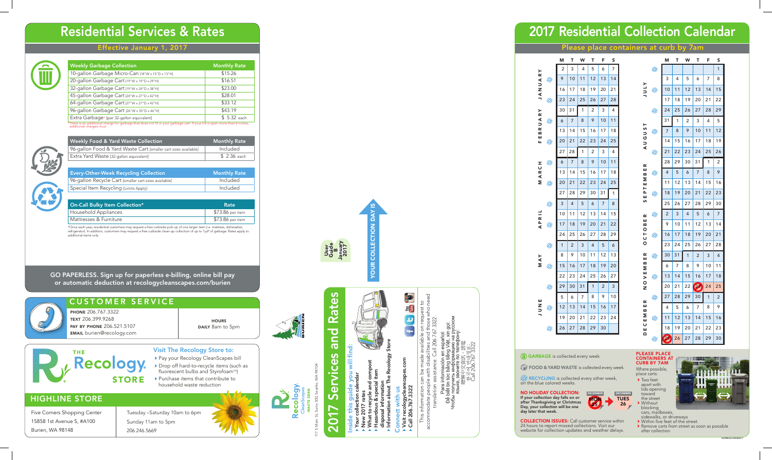# Residential Services & Rates

## Effective January 1, 2017

| Weekly Garbage Collection | Monthly Rate |
|---|---|
| 10-gallon Garbage Micro-Can [18"W x 15"D x 13"H] | $15.26 |
| 20-gallon Garbage Cart [19"W x 19"D x 29"H] | $16.51 |
| 32-gallon Garbage Cart [19"W x 24"D x 38"H] | $23.00 |
| 45-gallon Garbage Cart [24"W x 27"D x 42"H] | $28.01 |
| 64-gallon Garbage Cart [27"W x 27"D x 42"H] | $33.12 |
| 96-gallon Garbage Cart [26"W x 35"D x 46"H] | $43.19 |
| Extra Garbage* [per 32-gallon equivalent] | $ 5.32 each |

*There is an additional charge for garbage that does not fit in your garbage cart. If your lid is open more than 6 inches, additional charges incur.

| Weekly Food & Yard Waste Collection | Monthly Rate |
|---|---|
| 96-gallon Food & Yard Waste Cart [smaller cart sizes available] | Included |
| Extra Yard Waste [32-gallon equivalent] | $ 2.36 each |

| Every-Other-Week Recycling Collection | Monthly Rate |
|---|---|
| 96-gallon Recycle Cart [smaller cart sizes available] | Included |
| Special Item Recycling [Limits Apply] | Included |

| On-Call Bulky Item Collection* | Rate |
|---|---|
| Household Appliances | $73.86 per item |
| Mattresses & Furniture | $73.86 per item |

*Once each year, residential customers may request a free curbside pick-up of one larger item (i.e. mattress, dishwasher, refrigerator). In addition, customers may request a free curbside clean-up collection of up to 1yd³ of garbage. Rates apply to additional items only.

**GO PAPERLESS. Sign up for paperless e-billing, online bill pay or automatic deduction at recologycleanscapes.com/burien**

## CUSTOMER SERVICE

**PHONE** 206.767.3322
**TEXT** 206.399.9268
**PAY BY PHONE** 206.521.5107
**EMAIL** burien@recology.com

**HOURS**
**DAILY** 8am to 5pm

## THE Recology STORE

### Visit The Recology Store to:

- Pay your Recology CleanScapes bill
- Drop off hard-to-recycle items (such as fluorescent bulbs and Styrofoam™)
- Purchase items that contribute to household waste reduction

### HIGHLINE STORE

Five Corners Shopping Center
15858 1st Avenue S, #A100
Burien, WA 98148

Tuesday –Saturday 10am to 6pm
Sunday 11am to 5pm
206.246.5669

---

Recology CleanScapes
WASTE ZERO
117 S Main St, Suite 300, Seattle, WA 98104

BURIEN

User Guide B January 2017

YOUR COLLECTION DAY IS

# 2017 Services and Rates

**Inside this guide you will find:**

- Your collection calendar
- New 2017 rates
- What to recycle and compost
- Hazardous & special item disposal information
- Information about The Recology Store

**Connect with us**

- Visit recologycleanscapes.com
- Call 206.767.3322

This information can be made available on request to accommodate people with disabilities and those who need translation assistance. Call 206.767.3322.

Para información en español: Call 206.767.3322
Để biết tin tức bằng tiếng Việt, xin gọi: Call 206.767.3322
Чтобы получить информацию на русском языке, звоните по телефону: Call 206.767.3322
要用中文資訊，請電: Call 206.767.3322
한국어 안내: Call 206.767.3322

---

# 2017 Residential Collection Calendar

## Please place containers at curb by 7am

**January**

| M | T | W | T | F | S |
|---|---|---|---|---|---|
| 2 | 3 | 4 | 5 | 6 | 7 |
| 9 | 10 | 11 | 12 | 13 | 14 |
| 16 | 17 | 18 | 19 | 20 | 21 |
| 23 | 24 | 25 | 26 | 27 | 28 |
| 30 | 31 | | | | |

**February**

| M | T | W | T | F | S |
|---|---|---|---|---|---|
| | | 1 | 2 | 3 | 4 |
| 6 | 7 | 8 | 9 | 10 | 11 |
| 13 | 14 | 15 | 16 | 17 | 18 |
| 20 | 21 | 22 | 23 | 24 | 25 |
| 27 | 28 | | | | |

**March**

| M | T | W | T | F | S |
|---|---|---|---|---|---|
| | | 1 | 2 | 3 | 4 |
| 6 | 7 | 8 | 9 | 10 | 11 |
| 13 | 14 | 15 | 16 | 17 | 18 |
| 20 | 21 | 22 | 23 | 24 | 25 |
| 27 | 28 | 29 | 30 | 31 | |

**April**

| M | T | W | T | F | S |
|---|---|---|---|---|---|
| | | | | | 1 |
| 3 | 4 | 5 | 6 | 7 | 8 |
| 10 | 11 | 12 | 13 | 14 | 15 |
| 17 | 18 | 19 | 20 | 21 | 22 |
| 24 | 25 | 26 | 27 | 28 | 29 |

**May**

| M | T | W | T | F | S |
|---|---|---|---|---|---|
| 1 | 2 | 3 | 4 | 5 | 6 |
| 8 | 9 | 10 | 11 | 12 | 13 |
| 15 | 16 | 17 | 18 | 19 | 20 |
| 22 | 23 | 24 | 25 | 26 | 27 |
| 29 | 30 | 31 | | | |

**June**

| M | T | W | T | F | S |
|---|---|---|---|---|---|
| | | | 1 | 2 | 3 |
| 5 | 6 | 7 | 8 | 9 | 10 |
| 12 | 13 | 14 | 15 | 16 | 17 |
| 19 | 20 | 21 | 22 | 23 | 24 |
| 26 | 27 | 28 | 29 | 30 | |

**July**

| M | T | W | T | F | S |
|---|---|---|---|---|---|
| | | | | | 1 |
| 3 | 4 | 5 | 6 | 7 | 8 |
| 10 | 11 | 12 | 13 | 14 | 15 |
| 17 | 18 | 19 | 20 | 21 | 22 |
| 24 | 25 | 26 | 27 | 28 | 29 |
| 31 | | | | | |

**August**

| M | T | W | T | F | S |
|---|---|---|---|---|---|
| | 1 | 2 | 3 | 4 | 5 |
| 7 | 8 | 9 | 10 | 11 | 12 |
| 14 | 15 | 16 | 17 | 18 | 19 |
| 21 | 22 | 23 | 24 | 25 | 26 |
| 28 | 29 | 30 | 31 | | |

**September**

| M | T | W | T | F | S |
|---|---|---|---|---|---|
| | | | | 1 | 2 |
| 4 | 5 | 6 | 7 | 8 | 9 |
| 11 | 12 | 13 | 14 | 15 | 16 |
| 18 | 19 | 20 | 21 | 22 | 23 |
| 25 | 26 | 27 | 28 | 29 | 30 |

**October**

| M | T | W | T | F | S |
|---|---|---|---|---|---|
| 2 | 3 | 4 | 5 | 6 | 7 |
| 9 | 10 | 11 | 12 | 13 | 14 |
| 16 | 17 | 18 | 19 | 20 | 21 |
| 23 | 24 | 25 | 26 | 27 | 28 |
| 30 | 31 | | | | |

**November**

| M | T | W | T | F | S |
|---|---|---|---|---|---|
| | | 1 | 2 | 3 | 4 |
| 6 | 7 | 8 | 9 | 10 | 11 |
| 13 | 14 | 15 | 16 | 17 | 18 |
| 20 | 21 | 22 | 23 | 24 | 25 |
| 27 | 28 | 29 | 30 | | |

**December**

| M | T | W | T | F | S |
|---|---|---|---|---|---|
| | | | | 1 | 2 |
| 4 | 5 | 6 | 7 | 8 | 9 |
| 11 | 12 | 13 | 14 | 15 | 16 |
| 18 | 19 | 20 | 21 | 22 | 23 |
| 25 | 26 | 27 | 28 | 29 | 30 |

**GARBAGE** is collected every week.

**FOOD & YARD WASTE** is collected every week.

**RECYCLING** is collected every other week, on the blue colored weeks.

**NO HOLIDAY COLLECTION:** If your collection day falls on or after Thanksgiving or Christmas Day, your collection will be one day later that week.

DECEMBER MON 25 → DECEMBER TUES 26

**COLLECTION ISSUES:** Call customer service within 24 hours to report missed collections. Visit our website for collection updates and weather delays.

**PLEASE PLACE CONTAINERS AT CURB BY 7AM**

Where possible, place carts:

- Two feet apart with lids opening toward the street
- Without blocking cars, mailboxes, sidewalks, or driveways
- Within five feet of the street
- Remove carts from street as soon as possible after collection